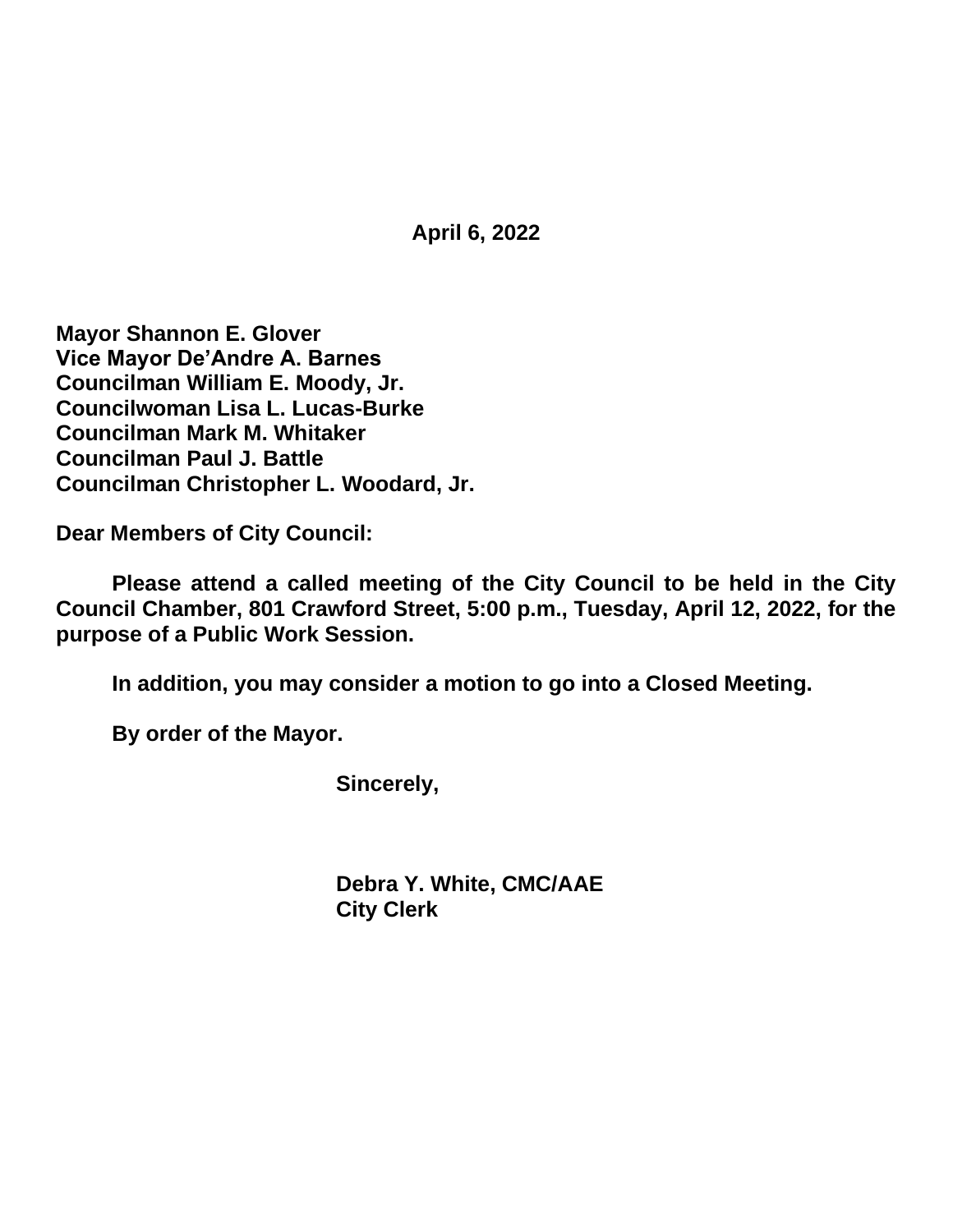**April 6, 2022**

**Mayor Shannon E. Glover**
**Vice Mayor De'Andre A. Barnes**
**Councilman William E. Moody, Jr.**
**Councilwoman Lisa L. Lucas-Burke**
**Councilman Mark M. Whitaker**
**Councilman Paul J. Battle**
**Councilman Christopher L. Woodard, Jr.**

**Dear Members of City Council:**

**Please attend a called meeting of the City Council to be held in the City Council Chamber, 801 Crawford Street, 5:00 p.m., Tuesday, April 12, 2022, for the purpose of a Public Work Session.**

**In addition, you may consider a motion to go into a Closed Meeting.**

**By order of the Mayor.**

**Sincerely,**

**Debra Y. White, CMC/AAE**
**City Clerk**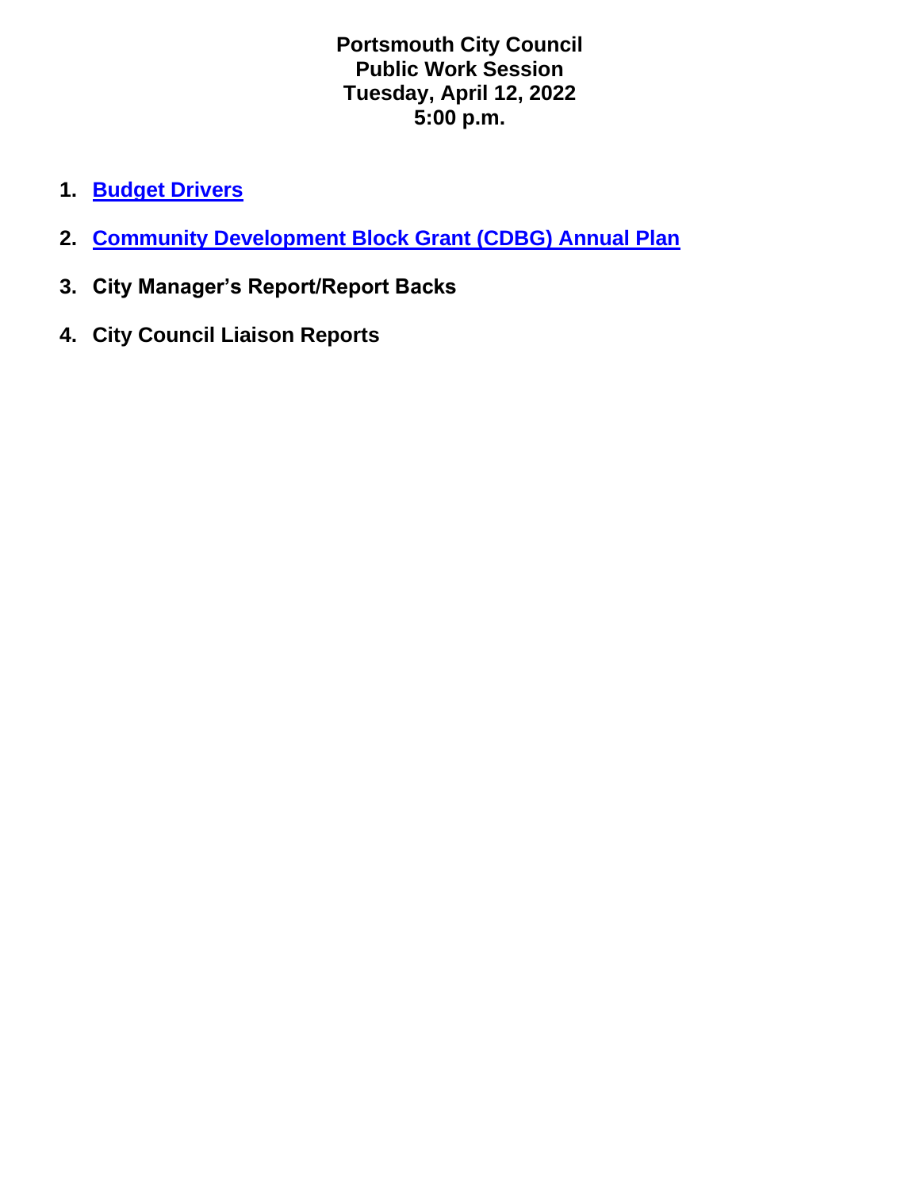**Portsmouth City Council**
**Public Work Session**
**Tuesday, April 12, 2022**
**5:00 p.m.**

1. **Budget Drivers**
2. **Community Development Block Grant (CDBG) Annual Plan**
3. **City Manager's Report/Report Backs**
4. **City Council Liaison Reports**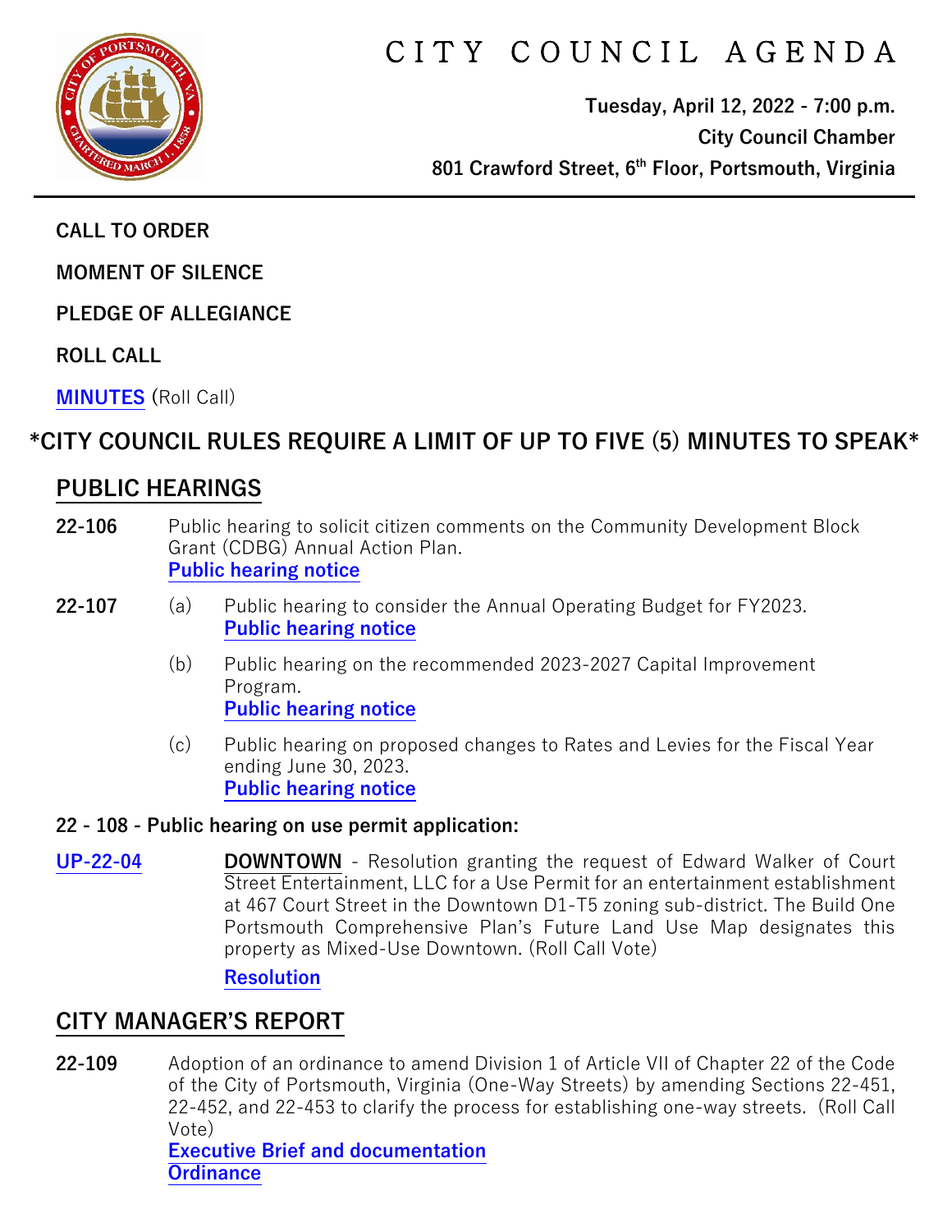# CITY COUNCIL AGENDA

**Tuesday, April 12, 2022 - 7:00 p.m.**
**City Council Chamber**
**801 Crawford Street, 6th Floor, Portsmouth, Virginia**

**CALL TO ORDER**

**MOMENT OF SILENCE**

**PLEDGE OF ALLEGIANCE**

**ROLL CALL**

**MINUTES** (Roll Call)

**\*CITY COUNCIL RULES REQUIRE A LIMIT OF UP TO FIVE (5) MINUTES TO SPEAK\***

## PUBLIC HEARINGS

**22-106** Public hearing to solicit citizen comments on the Community Development Block Grant (CDBG) Annual Action Plan.
**Public hearing notice**

**22-107**
(a) Public hearing to consider the Annual Operating Budget for FY2023.
**Public hearing notice**

(b) Public hearing on the recommended 2023-2027 Capital Improvement Program.
**Public hearing notice**

(c) Public hearing on proposed changes to Rates and Levies for the Fiscal Year ending June 30, 2023.
**Public hearing notice**

**22 - 108 - Public hearing on use permit application:**

**UP-22-04** **DOWNTOWN** - Resolution granting the request of Edward Walker of Court Street Entertainment, LLC for a Use Permit for an entertainment establishment at 467 Court Street in the Downtown D1-T5 zoning sub-district. The Build One Portsmouth Comprehensive Plan's Future Land Use Map designates this property as Mixed-Use Downtown. (Roll Call Vote)
**Resolution**

## CITY MANAGER'S REPORT

**22-109** Adoption of an ordinance to amend Division 1 of Article VII of Chapter 22 of the Code of the City of Portsmouth, Virginia (One-Way Streets) by amending Sections 22-451, 22-452, and 22-453 to clarify the process for establishing one-way streets. (Roll Call Vote)
**Executive Brief and documentation**
**Ordinance**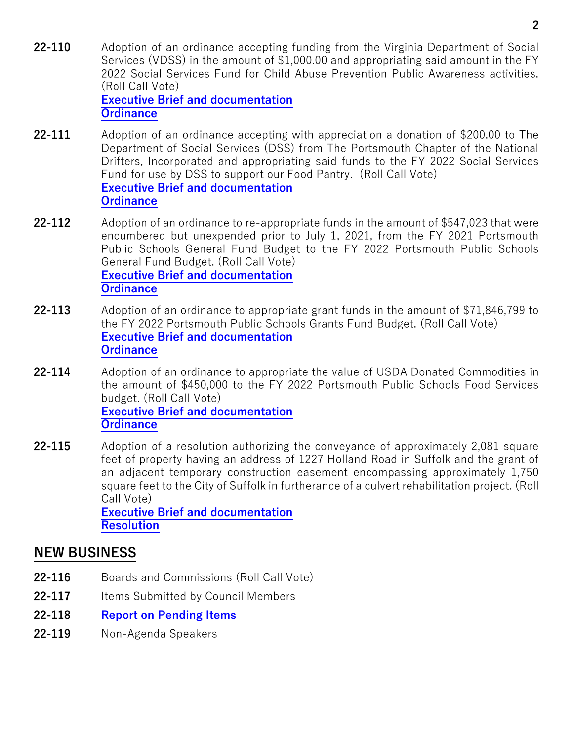**22-110** Adoption of an ordinance accepting funding from the Virginia Department of Social Services (VDSS) in the amount of $1,000.00 and appropriating said amount in the FY 2022 Social Services Fund for Child Abuse Prevention Public Awareness activities. (Roll Call Vote)
**Executive Brief and documentation**
**Ordinance**

**22-111** Adoption of an ordinance accepting with appreciation a donation of $200.00 to The Department of Social Services (DSS) from The Portsmouth Chapter of the National Drifters, Incorporated and appropriating said funds to the FY 2022 Social Services Fund for use by DSS to support our Food Pantry. (Roll Call Vote)
**Executive Brief and documentation**
**Ordinance**

**22-112** Adoption of an ordinance to re-appropriate funds in the amount of $547,023 that were encumbered but unexpended prior to July 1, 2021, from the FY 2021 Portsmouth Public Schools General Fund Budget to the FY 2022 Portsmouth Public Schools General Fund Budget. (Roll Call Vote)
**Executive Brief and documentation**
**Ordinance**

**22-113** Adoption of an ordinance to appropriate grant funds in the amount of $71,846,799 to the FY 2022 Portsmouth Public Schools Grants Fund Budget. (Roll Call Vote)
**Executive Brief and documentation**
**Ordinance**

**22-114** Adoption of an ordinance to appropriate the value of USDA Donated Commodities in the amount of $450,000 to the FY 2022 Portsmouth Public Schools Food Services budget. (Roll Call Vote)
**Executive Brief and documentation**
**Ordinance**

**22-115** Adoption of a resolution authorizing the conveyance of approximately 2,081 square feet of property having an address of 1227 Holland Road in Suffolk and the grant of an adjacent temporary construction easement encompassing approximately 1,750 square feet to the City of Suffolk in furtherance of a culvert rehabilitation project. (Roll Call Vote)
**Executive Brief and documentation**
**Resolution**

## NEW BUSINESS

**22-116** Boards and Commissions (Roll Call Vote)

**22-117** Items Submitted by Council Members

**22-118** **Report on Pending Items**

**22-119** Non-Agenda Speakers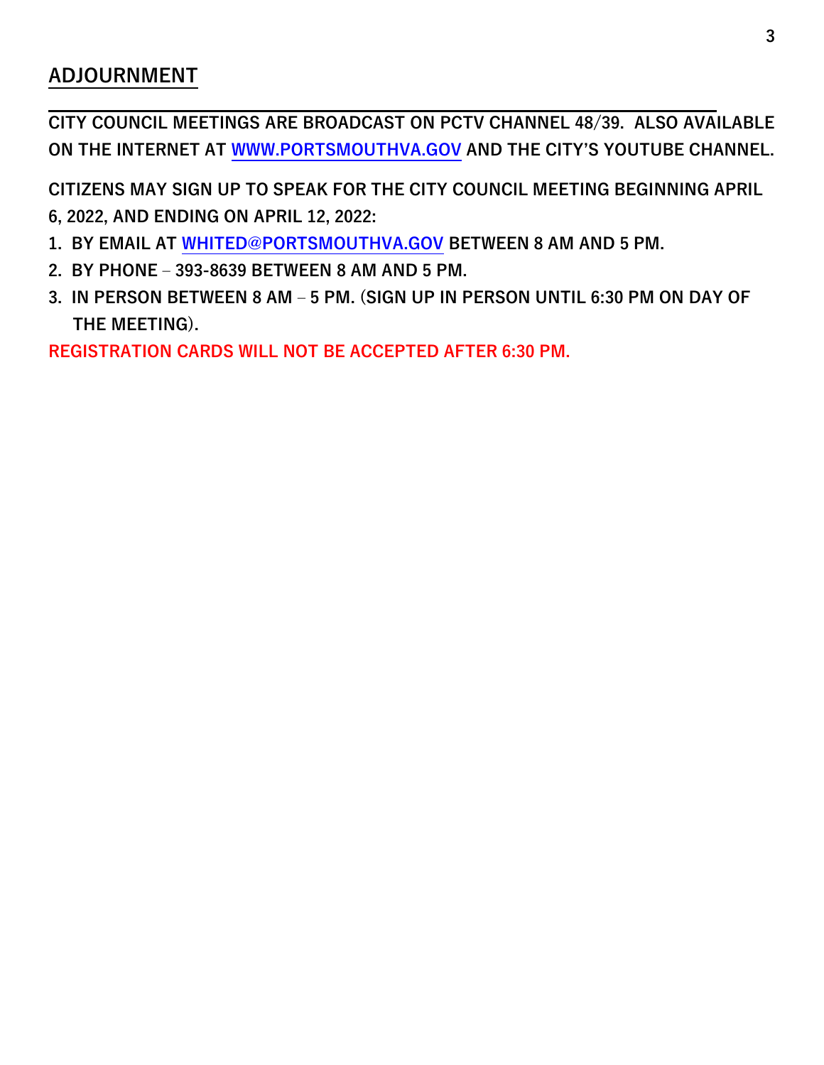## ADJOURNMENT

---

**CITY COUNCIL MEETINGS ARE BROADCAST ON PCTV CHANNEL 48/39. ALSO AVAILABLE ON THE INTERNET AT WWW.PORTSMOUTHVA.GOV AND THE CITY'S YOUTUBE CHANNEL.**

**CITIZENS MAY SIGN UP TO SPEAK FOR THE CITY COUNCIL MEETING BEGINNING APRIL 6, 2022, AND ENDING ON APRIL 12, 2022:**

1. **BY EMAIL AT WHITED@PORTSMOUTHVA.GOV BETWEEN 8 AM AND 5 PM.**
2. **BY PHONE – 393-8639 BETWEEN 8 AM AND 5 PM.**
3. **IN PERSON BETWEEN 8 AM – 5 PM. (SIGN UP IN PERSON UNTIL 6:30 PM ON DAY OF THE MEETING).**

**REGISTRATION CARDS WILL NOT BE ACCEPTED AFTER 6:30 PM.**